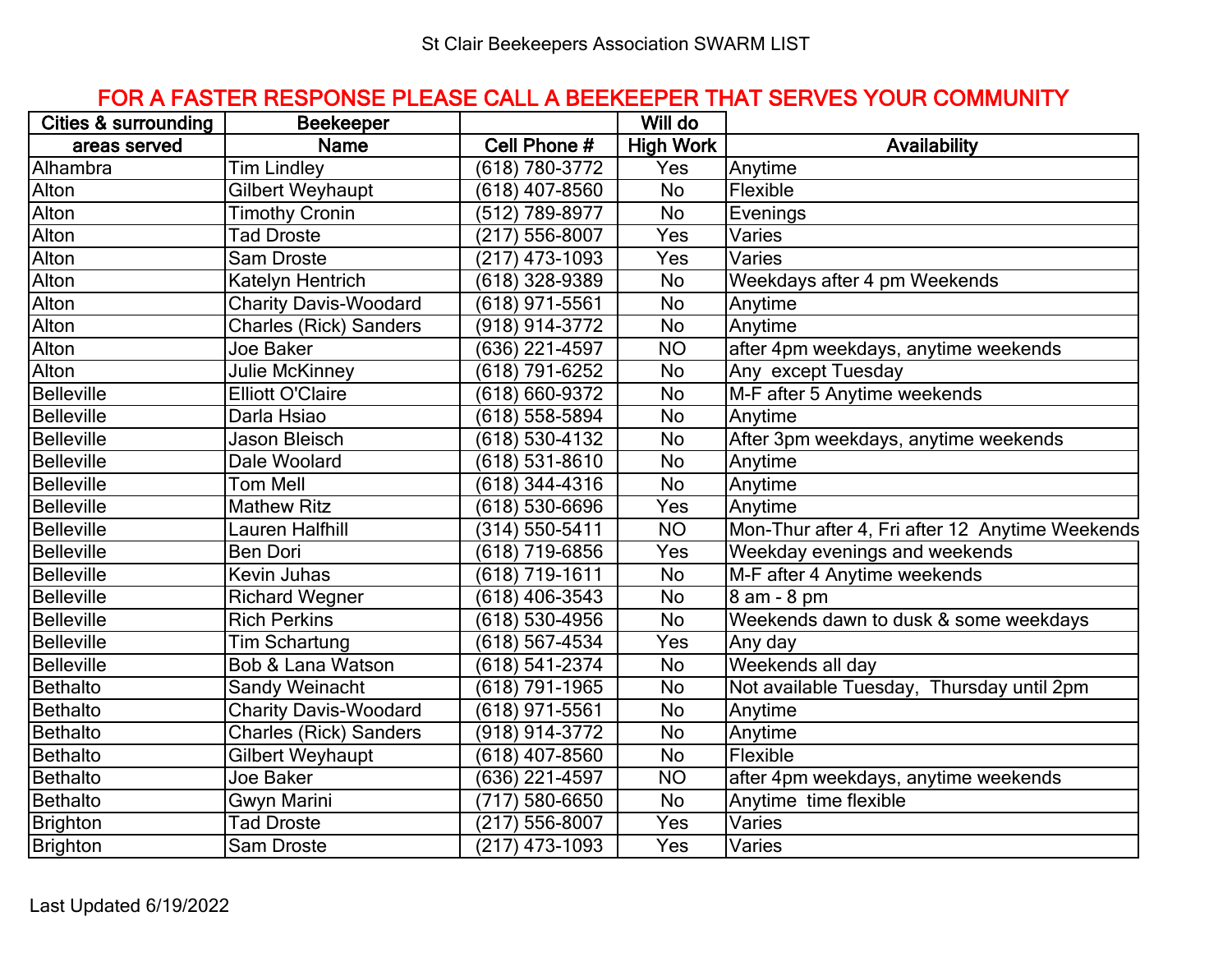St Clair Beekeepers Association SWARM LIST

**FOR A FASTER RESPONSE PLEASE CALL A BEEKEEPER THAT SERVES YOUR COMMUNITY**

| Cities & surrounding | Beekeeper | | Will do | |
|---|---|---|---|---|
| areas served | Name | Cell Phone # | High Work | Availability |
| Alhambra | Tim Lindley | (618) 780-3772 | Yes | Anytime |
| Alton | Gilbert Weyhaupt | (618) 407-8560 | No | Flexible |
| Alton | Timothy Cronin | (512) 789-8977 | No | Evenings |
| Alton | Tad Droste | (217) 556-8007 | Yes | Varies |
| Alton | Sam Droste | (217) 473-1093 | Yes | Varies |
| Alton | Katelyn Hentrich | (618) 328-9389 | No | Weekdays after 4 pm Weekends |
| Alton | Charity Davis-Woodard | (618) 971-5561 | No | Anytime |
| Alton | Charles (Rick) Sanders | (918) 914-3772 | No | Anytime |
| Alton | Joe Baker | (636) 221-4597 | NO | after 4pm weekdays, anytime weekends |
| Alton | Julie McKinney | (618) 791-6252 | No | Any except Tuesday |
| Belleville | Elliott O'Claire | (618) 660-9372 | No | M-F after 5 Anytime weekends |
| Belleville | Darla Hsiao | (618) 558-5894 | No | Anytime |
| Belleville | Jason Bleisch | (618) 530-4132 | No | After 3pm weekdays, anytime weekends |
| Belleville | Dale Woolard | (618) 531-8610 | No | Anytime |
| Belleville | Tom Mell | (618) 344-4316 | No | Anytime |
| Belleville | Mathew Ritz | (618) 530-6696 | Yes | Anytime |
| Belleville | Lauren Halfhill | (314) 550-5411 | NO | Mon-Thur after 4, Fri after 12 Anytime Weekends |
| Belleville | Ben Dori | (618) 719-6856 | Yes | Weekday evenings and weekends |
| Belleville | Kevin Juhas | (618) 719-1611 | No | M-F after 4 Anytime weekends |
| Belleville | Richard Wegner | (618) 406-3543 | No | 8 am - 8 pm |
| Belleville | Rich Perkins | (618) 530-4956 | No | Weekends dawn to dusk & some weekdays |
| Belleville | Tim Schartung | (618) 567-4534 | Yes | Any day |
| Belleville | Bob & Lana Watson | (618) 541-2374 | No | Weekends all day |
| Bethalto | Sandy Weinacht | (618) 791-1965 | No | Not available Tuesday, Thursday until 2pm |
| Bethalto | Charity Davis-Woodard | (618) 971-5561 | No | Anytime |
| Bethalto | Charles (Rick) Sanders | (918) 914-3772 | No | Anytime |
| Bethalto | Gilbert Weyhaupt | (618) 407-8560 | No | Flexible |
| Bethalto | Joe Baker | (636) 221-4597 | NO | after 4pm weekdays, anytime weekends |
| Bethalto | Gwyn Marini | (717) 580-6650 | No | Anytime time flexible |
| Brighton | Tad Droste | (217) 556-8007 | Yes | Varies |
| Brighton | Sam Droste | (217) 473-1093 | Yes | Varies |

Last Updated 6/19/2022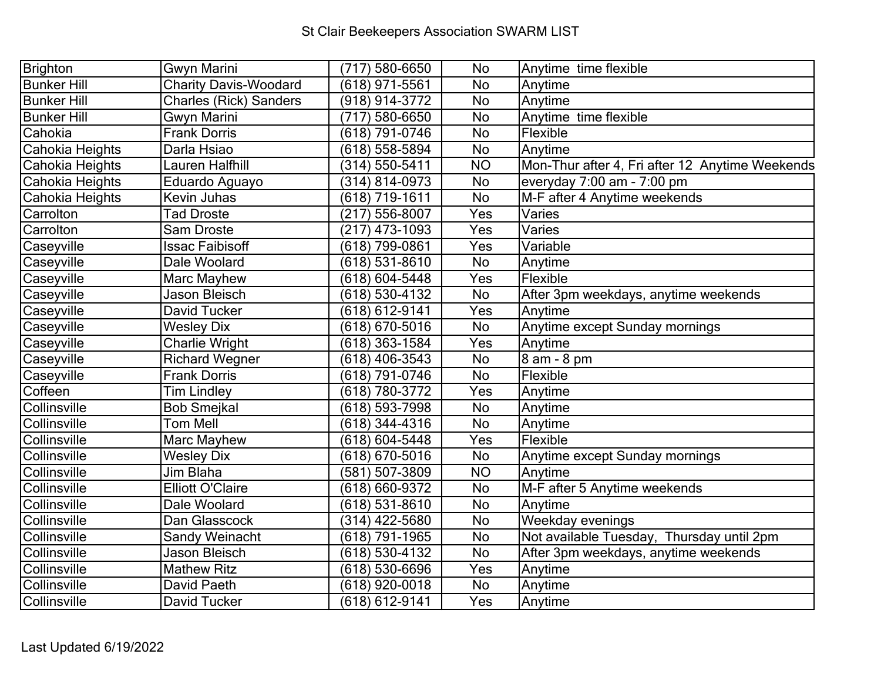St Clair Beekeepers Association SWARM LIST

| | | | | |
|---|---|---|---|---|
| Brighton | Gwyn Marini | (717) 580-6650 | No | Anytime  time flexible |
| Bunker Hill | Charity Davis-Woodard | (618) 971-5561 | No | Anytime |
| Bunker Hill | Charles (Rick) Sanders | (918) 914-3772 | No | Anytime |
| Bunker Hill | Gwyn Marini | (717) 580-6650 | No | Anytime  time flexible |
| Cahokia | Frank Dorris | (618) 791-0746 | No | Flexible |
| Cahokia Heights | Darla Hsiao | (618) 558-5894 | No | Anytime |
| Cahokia Heights | Lauren Halfhill | (314) 550-5411 | NO | Mon-Thur after 4, Fri after 12  Anytime Weekends |
| Cahokia Heights | Eduardo Aguayo | (314) 814-0973 | No | everyday 7:00 am - 7:00 pm |
| Cahokia Heights | Kevin Juhas | (618) 719-1611 | No | M-F after 4 Anytime weekends |
| Carrolton | Tad Droste | (217) 556-8007 | Yes | Varies |
| Carrolton | Sam Droste | (217) 473-1093 | Yes | Varies |
| Caseyville | Issac Faibisoff | (618) 799-0861 | Yes | Variable |
| Caseyville | Dale Woolard | (618) 531-8610 | No | Anytime |
| Caseyville | Marc Mayhew | (618) 604-5448 | Yes | Flexible |
| Caseyville | Jason Bleisch | (618) 530-4132 | No | After 3pm weekdays, anytime weekends |
| Caseyville | David Tucker | (618) 612-9141 | Yes | Anytime |
| Caseyville | Wesley Dix | (618) 670-5016 | No | Anytime except Sunday mornings |
| Caseyville | Charlie Wright | (618) 363-1584 | Yes | Anytime |
| Caseyville | Richard Wegner | (618) 406-3543 | No | 8 am - 8 pm |
| Caseyville | Frank Dorris | (618) 791-0746 | No | Flexible |
| Coffeen | Tim Lindley | (618) 780-3772 | Yes | Anytime |
| Collinsville | Bob Smejkal | (618) 593-7998 | No | Anytime |
| Collinsville | Tom Mell | (618) 344-4316 | No | Anytime |
| Collinsville | Marc Mayhew | (618) 604-5448 | Yes | Flexible |
| Collinsville | Wesley Dix | (618) 670-5016 | No | Anytime except Sunday mornings |
| Collinsville | Jim Blaha | (581) 507-3809 | NO | Anytime |
| Collinsville | Elliott O'Claire | (618) 660-9372 | No | M-F after 5 Anytime weekends |
| Collinsville | Dale Woolard | (618) 531-8610 | No | Anytime |
| Collinsville | Dan Glasscock | (314) 422-5680 | No | Weekday evenings |
| Collinsville | Sandy Weinacht | (618) 791-1965 | No | Not available Tuesday,  Thursday until 2pm |
| Collinsville | Jason Bleisch | (618) 530-4132 | No | After 3pm weekdays, anytime weekends |
| Collinsville | Mathew Ritz | (618) 530-6696 | Yes | Anytime |
| Collinsville | David Paeth | (618) 920-0018 | No | Anytime |
| Collinsville | David Tucker | (618) 612-9141 | Yes | Anytime |

Last Updated 6/19/2022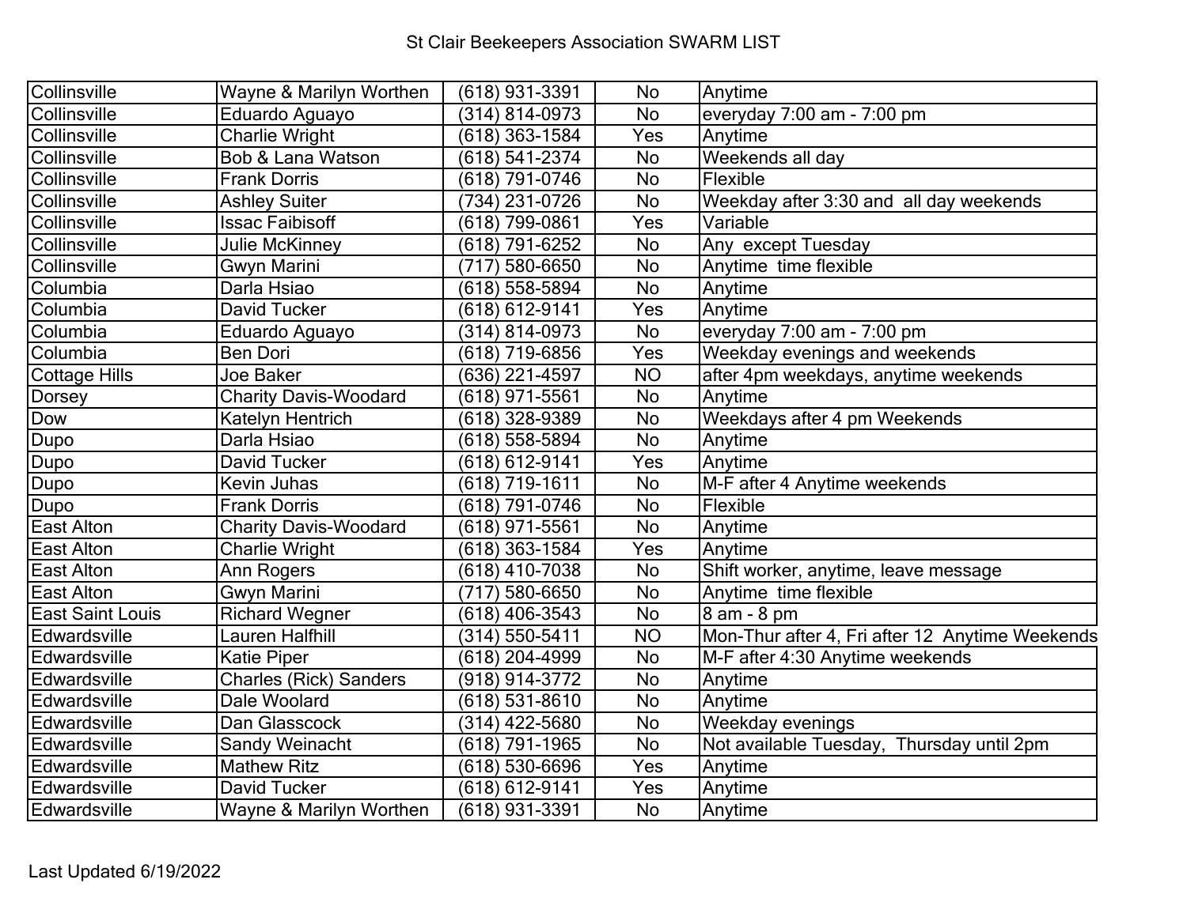# St Clair Beekeepers Association SWARM LIST

| | | | | |
|---|---|---|---|---|
| Collinsville | Wayne & Marilyn Worthen | (618) 931-3391 | No | Anytime |
| Collinsville | Eduardo Aguayo | (314) 814-0973 | No | everyday 7:00 am - 7:00 pm |
| Collinsville | Charlie Wright | (618) 363-1584 | Yes | Anytime |
| Collinsville | Bob & Lana Watson | (618) 541-2374 | No | Weekends all day |
| Collinsville | Frank Dorris | (618) 791-0746 | No | Flexible |
| Collinsville | Ashley Suiter | (734) 231-0726 | No | Weekday after 3:30 and all day weekends |
| Collinsville | Issac Faibisoff | (618) 799-0861 | Yes | Variable |
| Collinsville | Julie McKinney | (618) 791-6252 | No | Any except Tuesday |
| Collinsville | Gwyn Marini | (717) 580-6650 | No | Anytime time flexible |
| Columbia | Darla Hsiao | (618) 558-5894 | No | Anytime |
| Columbia | David Tucker | (618) 612-9141 | Yes | Anytime |
| Columbia | Eduardo Aguayo | (314) 814-0973 | No | everyday 7:00 am - 7:00 pm |
| Columbia | Ben Dori | (618) 719-6856 | Yes | Weekday evenings and weekends |
| Cottage Hills | Joe Baker | (636) 221-4597 | NO | after 4pm weekdays, anytime weekends |
| Dorsey | Charity Davis-Woodard | (618) 971-5561 | No | Anytime |
| Dow | Katelyn Hentrich | (618) 328-9389 | No | Weekdays after 4 pm Weekends |
| Dupo | Darla Hsiao | (618) 558-5894 | No | Anytime |
| Dupo | David Tucker | (618) 612-9141 | Yes | Anytime |
| Dupo | Kevin Juhas | (618) 719-1611 | No | M-F after 4 Anytime weekends |
| Dupo | Frank Dorris | (618) 791-0746 | No | Flexible |
| East Alton | Charity Davis-Woodard | (618) 971-5561 | No | Anytime |
| East Alton | Charlie Wright | (618) 363-1584 | Yes | Anytime |
| East Alton | Ann Rogers | (618) 410-7038 | No | Shift worker, anytime, leave message |
| East Alton | Gwyn Marini | (717) 580-6650 | No | Anytime time flexible |
| East Saint Louis | Richard Wegner | (618) 406-3543 | No | 8 am - 8 pm |
| Edwardsville | Lauren Halfhill | (314) 550-5411 | NO | Mon-Thur after 4, Fri after 12 Anytime Weekends |
| Edwardsville | Katie Piper | (618) 204-4999 | No | M-F after 4:30 Anytime weekends |
| Edwardsville | Charles (Rick) Sanders | (918) 914-3772 | No | Anytime |
| Edwardsville | Dale Woolard | (618) 531-8610 | No | Anytime |
| Edwardsville | Dan Glasscock | (314) 422-5680 | No | Weekday evenings |
| Edwardsville | Sandy Weinacht | (618) 791-1965 | No | Not available Tuesday, Thursday until 2pm |
| Edwardsville | Mathew Ritz | (618) 530-6696 | Yes | Anytime |
| Edwardsville | David Tucker | (618) 612-9141 | Yes | Anytime |
| Edwardsville | Wayne & Marilyn Worthen | (618) 931-3391 | No | Anytime |

Last Updated 6/19/2022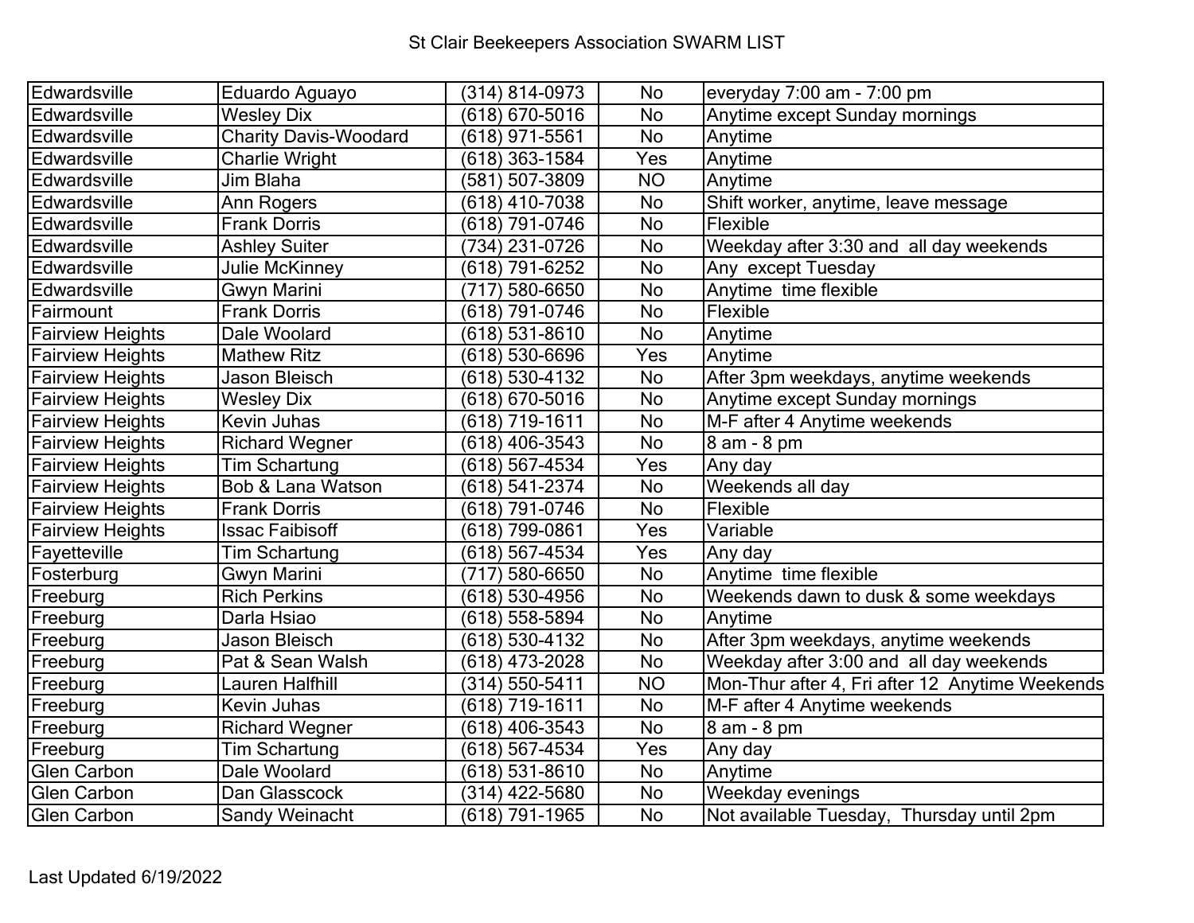St Clair Beekeepers Association SWARM LIST

| | | | | |
|---|---|---|---|---|
| Edwardsville | Eduardo Aguayo | (314) 814-0973 | No | everyday 7:00 am - 7:00 pm |
| Edwardsville | Wesley Dix | (618) 670-5016 | No | Anytime except Sunday mornings |
| Edwardsville | Charity Davis-Woodard | (618) 971-5561 | No | Anytime |
| Edwardsville | Charlie Wright | (618) 363-1584 | Yes | Anytime |
| Edwardsville | Jim Blaha | (581) 507-3809 | NO | Anytime |
| Edwardsville | Ann Rogers | (618) 410-7038 | No | Shift worker, anytime, leave message |
| Edwardsville | Frank Dorris | (618) 791-0746 | No | Flexible |
| Edwardsville | Ashley Suiter | (734) 231-0726 | No | Weekday after 3:30 and all day weekends |
| Edwardsville | Julie McKinney | (618) 791-6252 | No | Any except Tuesday |
| Edwardsville | Gwyn Marini | (717) 580-6650 | No | Anytime time flexible |
| Fairmount | Frank Dorris | (618) 791-0746 | No | Flexible |
| Fairview Heights | Dale Woolard | (618) 531-8610 | No | Anytime |
| Fairview Heights | Mathew Ritz | (618) 530-6696 | Yes | Anytime |
| Fairview Heights | Jason Bleisch | (618) 530-4132 | No | After 3pm weekdays, anytime weekends |
| Fairview Heights | Wesley Dix | (618) 670-5016 | No | Anytime except Sunday mornings |
| Fairview Heights | Kevin Juhas | (618) 719-1611 | No | M-F after 4 Anytime weekends |
| Fairview Heights | Richard Wegner | (618) 406-3543 | No | 8 am - 8 pm |
| Fairview Heights | Tim Schartung | (618) 567-4534 | Yes | Any day |
| Fairview Heights | Bob & Lana Watson | (618) 541-2374 | No | Weekends all day |
| Fairview Heights | Frank Dorris | (618) 791-0746 | No | Flexible |
| Fairview Heights | Issac Faibisoff | (618) 799-0861 | Yes | Variable |
| Fayetteville | Tim Schartung | (618) 567-4534 | Yes | Any day |
| Fosterburg | Gwyn Marini | (717) 580-6650 | No | Anytime time flexible |
| Freeburg | Rich Perkins | (618) 530-4956 | No | Weekends dawn to dusk & some weekdays |
| Freeburg | Darla Hsiao | (618) 558-5894 | No | Anytime |
| Freeburg | Jason Bleisch | (618) 530-4132 | No | After 3pm weekdays, anytime weekends |
| Freeburg | Pat & Sean Walsh | (618) 473-2028 | No | Weekday after 3:00 and all day weekends |
| Freeburg | Lauren Halfhill | (314) 550-5411 | NO | Mon-Thur after 4, Fri after 12 Anytime Weekends |
| Freeburg | Kevin Juhas | (618) 719-1611 | No | M-F after 4 Anytime weekends |
| Freeburg | Richard Wegner | (618) 406-3543 | No | 8 am - 8 pm |
| Freeburg | Tim Schartung | (618) 567-4534 | Yes | Any day |
| Glen Carbon | Dale Woolard | (618) 531-8610 | No | Anytime |
| Glen Carbon | Dan Glasscock | (314) 422-5680 | No | Weekday evenings |
| Glen Carbon | Sandy Weinacht | (618) 791-1965 | No | Not available Tuesday, Thursday until 2pm |

Last Updated 6/19/2022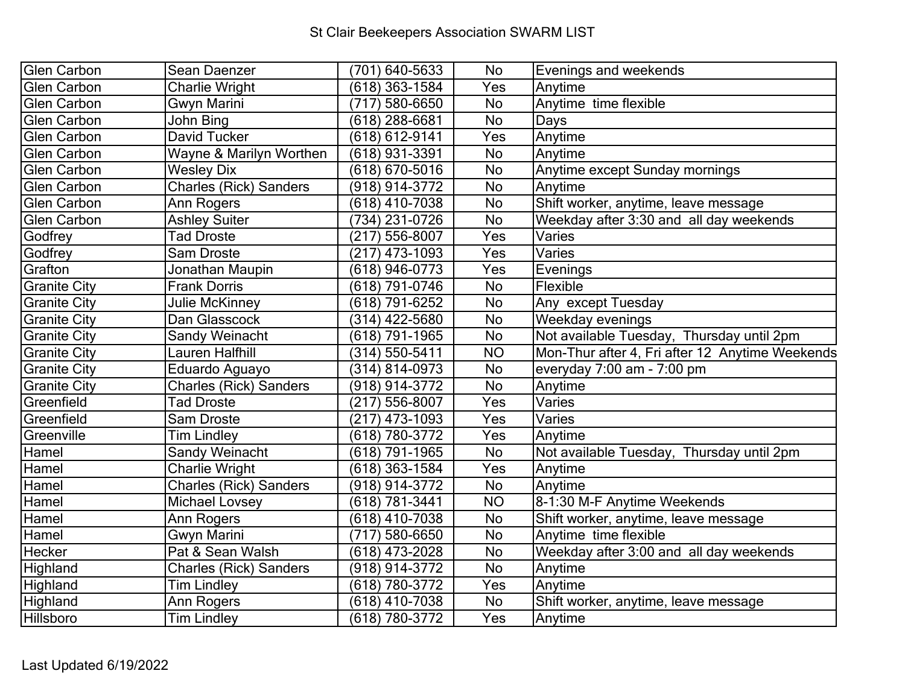# St Clair Beekeepers Association SWARM LIST

| | | | | |
|---|---|---|---|---|
| Glen Carbon | Sean Daenzer | (701) 640-5633 | No | Evenings and weekends |
| Glen Carbon | Charlie Wright | (618) 363-1584 | Yes | Anytime |
| Glen Carbon | Gwyn Marini | (717) 580-6650 | No | Anytime  time flexible |
| Glen Carbon | John Bing | (618) 288-6681 | No | Days |
| Glen Carbon | David Tucker | (618) 612-9141 | Yes | Anytime |
| Glen Carbon | Wayne & Marilyn Worthen | (618) 931-3391 | No | Anytime |
| Glen Carbon | Wesley Dix | (618) 670-5016 | No | Anytime except Sunday mornings |
| Glen Carbon | Charles (Rick) Sanders | (918) 914-3772 | No | Anytime |
| Glen Carbon | Ann Rogers | (618) 410-7038 | No | Shift worker, anytime, leave message |
| Glen Carbon | Ashley Suiter | (734) 231-0726 | No | Weekday after 3:30 and  all day weekends |
| Godfrey | Tad Droste | (217) 556-8007 | Yes | Varies |
| Godfrey | Sam Droste | (217) 473-1093 | Yes | Varies |
| Grafton | Jonathan Maupin | (618) 946-0773 | Yes | Evenings |
| Granite City | Frank Dorris | (618) 791-0746 | No | Flexible |
| Granite City | Julie McKinney | (618) 791-6252 | No | Any  except Tuesday |
| Granite City | Dan Glasscock | (314) 422-5680 | No | Weekday evenings |
| Granite City | Sandy Weinacht | (618) 791-1965 | No | Not available Tuesday,  Thursday until 2pm |
| Granite City | Lauren Halfhill | (314) 550-5411 | NO | Mon-Thur after 4, Fri after 12  Anytime Weekends |
| Granite City | Eduardo Aguayo | (314) 814-0973 | No | everyday 7:00 am - 7:00 pm |
| Granite City | Charles (Rick) Sanders | (918) 914-3772 | No | Anytime |
| Greenfield | Tad Droste | (217) 556-8007 | Yes | Varies |
| Greenfield | Sam Droste | (217) 473-1093 | Yes | Varies |
| Greenville | Tim Lindley | (618) 780-3772 | Yes | Anytime |
| Hamel | Sandy Weinacht | (618) 791-1965 | No | Not available Tuesday,  Thursday until 2pm |
| Hamel | Charlie Wright | (618) 363-1584 | Yes | Anytime |
| Hamel | Charles (Rick) Sanders | (918) 914-3772 | No | Anytime |
| Hamel | Michael Lovsey | (618) 781-3441 | NO | 8-1:30 M-F Anytime Weekends |
| Hamel | Ann Rogers | (618) 410-7038 | No | Shift worker, anytime, leave message |
| Hamel | Gwyn Marini | (717) 580-6650 | No | Anytime  time flexible |
| Hecker | Pat & Sean Walsh | (618) 473-2028 | No | Weekday after 3:00 and  all day weekends |
| Highland | Charles (Rick) Sanders | (918) 914-3772 | No | Anytime |
| Highland | Tim Lindley | (618) 780-3772 | Yes | Anytime |
| Highland | Ann Rogers | (618) 410-7038 | No | Shift worker, anytime, leave message |
| Hillsboro | Tim Lindley | (618) 780-3772 | Yes | Anytime |

Last Updated 6/19/2022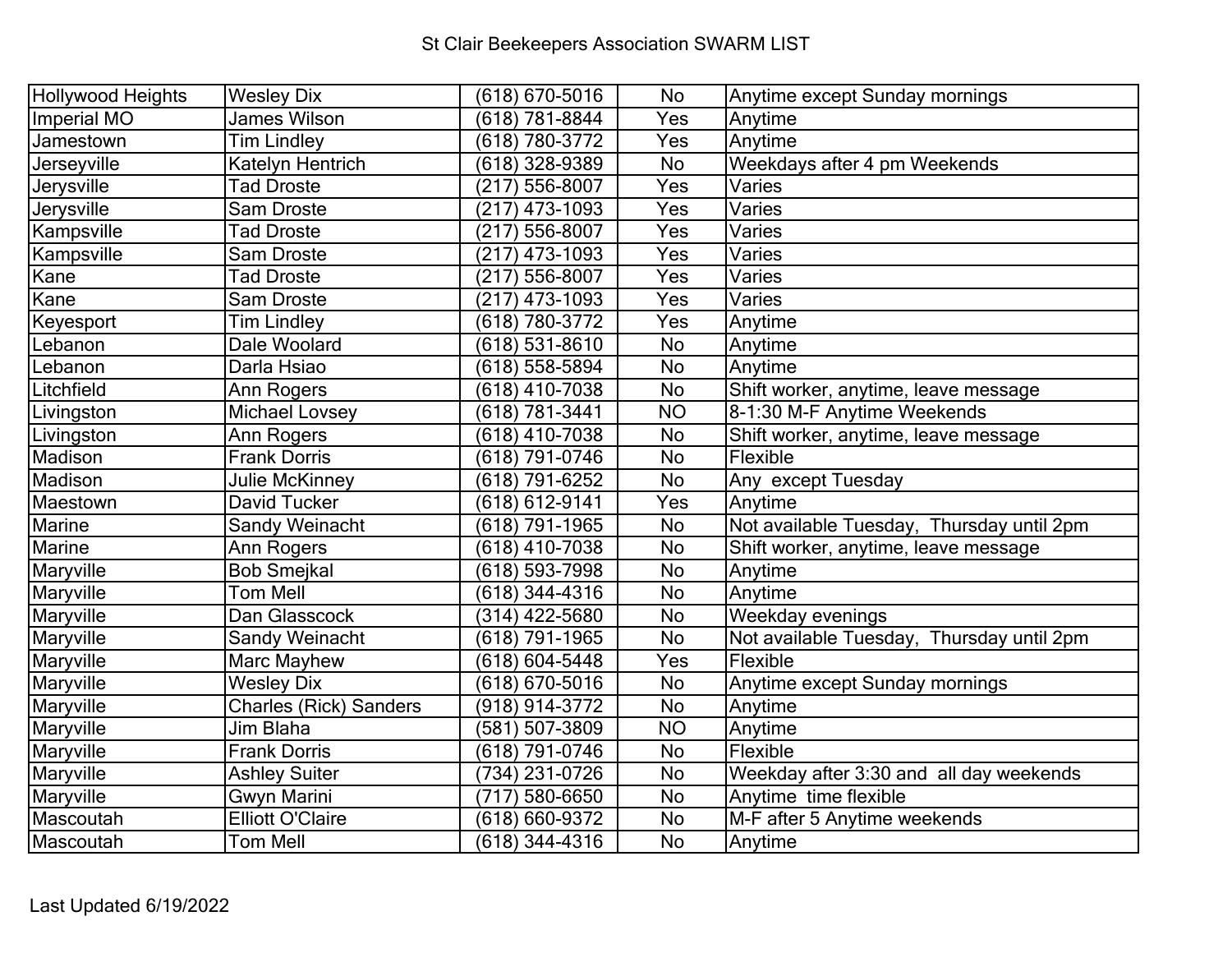# St Clair Beekeepers Association SWARM LIST

| | | | | |
|---|---|---|---|---|
| Hollywood Heights | Wesley Dix | (618) 670-5016 | No | Anytime except Sunday mornings |
| Imperial MO | James Wilson | (618) 781-8844 | Yes | Anytime |
| Jamestown | Tim Lindley | (618) 780-3772 | Yes | Anytime |
| Jerseyville | Katelyn Hentrich | (618) 328-9389 | No | Weekdays after 4 pm Weekends |
| Jerysville | Tad Droste | (217) 556-8007 | Yes | Varies |
| Jerysville | Sam Droste | (217) 473-1093 | Yes | Varies |
| Kampsville | Tad Droste | (217) 556-8007 | Yes | Varies |
| Kampsville | Sam Droste | (217) 473-1093 | Yes | Varies |
| Kane | Tad Droste | (217) 556-8007 | Yes | Varies |
| Kane | Sam Droste | (217) 473-1093 | Yes | Varies |
| Keyesport | Tim Lindley | (618) 780-3772 | Yes | Anytime |
| Lebanon | Dale Woolard | (618) 531-8610 | No | Anytime |
| Lebanon | Darla Hsiao | (618) 558-5894 | No | Anytime |
| Litchfield | Ann Rogers | (618) 410-7038 | No | Shift worker, anytime, leave message |
| Livingston | Michael Lovsey | (618) 781-3441 | NO | 8-1:30 M-F Anytime Weekends |
| Livingston | Ann Rogers | (618) 410-7038 | No | Shift worker, anytime, leave message |
| Madison | Frank Dorris | (618) 791-0746 | No | Flexible |
| Madison | Julie McKinney | (618) 791-6252 | No | Any except Tuesday |
| Maestown | David Tucker | (618) 612-9141 | Yes | Anytime |
| Marine | Sandy Weinacht | (618) 791-1965 | No | Not available Tuesday, Thursday until 2pm |
| Marine | Ann Rogers | (618) 410-7038 | No | Shift worker, anytime, leave message |
| Maryville | Bob Smejkal | (618) 593-7998 | No | Anytime |
| Maryville | Tom Mell | (618) 344-4316 | No | Anytime |
| Maryville | Dan Glasscock | (314) 422-5680 | No | Weekday evenings |
| Maryville | Sandy Weinacht | (618) 791-1965 | No | Not available Tuesday, Thursday until 2pm |
| Maryville | Marc Mayhew | (618) 604-5448 | Yes | Flexible |
| Maryville | Wesley Dix | (618) 670-5016 | No | Anytime except Sunday mornings |
| Maryville | Charles (Rick) Sanders | (918) 914-3772 | No | Anytime |
| Maryville | Jim Blaha | (581) 507-3809 | NO | Anytime |
| Maryville | Frank Dorris | (618) 791-0746 | No | Flexible |
| Maryville | Ashley Suiter | (734) 231-0726 | No | Weekday after 3:30 and all day weekends |
| Maryville | Gwyn Marini | (717) 580-6650 | No | Anytime time flexible |
| Mascoutah | Elliott O'Claire | (618) 660-9372 | No | M-F after 5 Anytime weekends |
| Mascoutah | Tom Mell | (618) 344-4316 | No | Anytime |

Last Updated 6/19/2022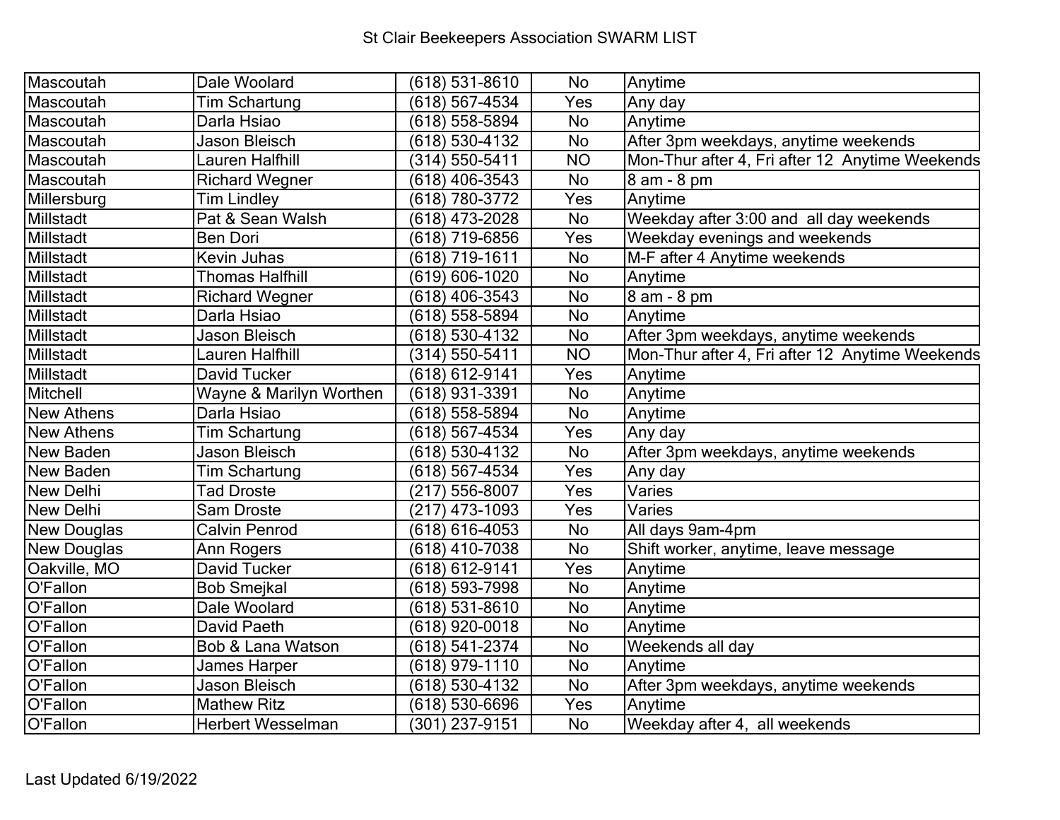# St Clair Beekeepers Association SWARM LIST

| | | | | |
|---|---|---|---|---|
| Mascoutah | Dale Woolard | (618) 531-8610 | No | Anytime |
| Mascoutah | Tim Schartung | (618) 567-4534 | Yes | Any day |
| Mascoutah | Darla Hsiao | (618) 558-5894 | No | Anytime |
| Mascoutah | Jason Bleisch | (618) 530-4132 | No | After 3pm weekdays, anytime weekends |
| Mascoutah | Lauren Halfhill | (314) 550-5411 | NO | Mon-Thur after 4, Fri after 12 Anytime Weekends |
| Mascoutah | Richard Wegner | (618) 406-3543 | No | 8 am - 8 pm |
| Millersburg | Tim Lindley | (618) 780-3772 | Yes | Anytime |
| Millstadt | Pat & Sean Walsh | (618) 473-2028 | No | Weekday after 3:00 and all day weekends |
| Millstadt | Ben Dori | (618) 719-6856 | Yes | Weekday evenings and weekends |
| Millstadt | Kevin Juhas | (618) 719-1611 | No | M-F after 4 Anytime weekends |
| Millstadt | Thomas Halfhill | (619) 606-1020 | No | Anytime |
| Millstadt | Richard Wegner | (618) 406-3543 | No | 8 am - 8 pm |
| Millstadt | Darla Hsiao | (618) 558-5894 | No | Anytime |
| Millstadt | Jason Bleisch | (618) 530-4132 | No | After 3pm weekdays, anytime weekends |
| Millstadt | Lauren Halfhill | (314) 550-5411 | NO | Mon-Thur after 4, Fri after 12 Anytime Weekends |
| Millstadt | David Tucker | (618) 612-9141 | Yes | Anytime |
| Mitchell | Wayne & Marilyn Worthen | (618) 931-3391 | No | Anytime |
| New Athens | Darla Hsiao | (618) 558-5894 | No | Anytime |
| New Athens | Tim Schartung | (618) 567-4534 | Yes | Any day |
| New Baden | Jason Bleisch | (618) 530-4132 | No | After 3pm weekdays, anytime weekends |
| New Baden | Tim Schartung | (618) 567-4534 | Yes | Any day |
| New Delhi | Tad Droste | (217) 556-8007 | Yes | Varies |
| New Delhi | Sam Droste | (217) 473-1093 | Yes | Varies |
| New Douglas | Calvin Penrod | (618) 616-4053 | No | All days 9am-4pm |
| New Douglas | Ann Rogers | (618) 410-7038 | No | Shift worker, anytime, leave message |
| Oakville, MO | David Tucker | (618) 612-9141 | Yes | Anytime |
| O'Fallon | Bob Smejkal | (618) 593-7998 | No | Anytime |
| O'Fallon | Dale Woolard | (618) 531-8610 | No | Anytime |
| O'Fallon | David Paeth | (618) 920-0018 | No | Anytime |
| O'Fallon | Bob & Lana Watson | (618) 541-2374 | No | Weekends all day |
| O'Fallon | James Harper | (618) 979-1110 | No | Anytime |
| O'Fallon | Jason Bleisch | (618) 530-4132 | No | After 3pm weekdays, anytime weekends |
| O'Fallon | Mathew Ritz | (618) 530-6696 | Yes | Anytime |
| O'Fallon | Herbert Wesselman | (301) 237-9151 | No | Weekday after 4, all weekends |

Last Updated 6/19/2022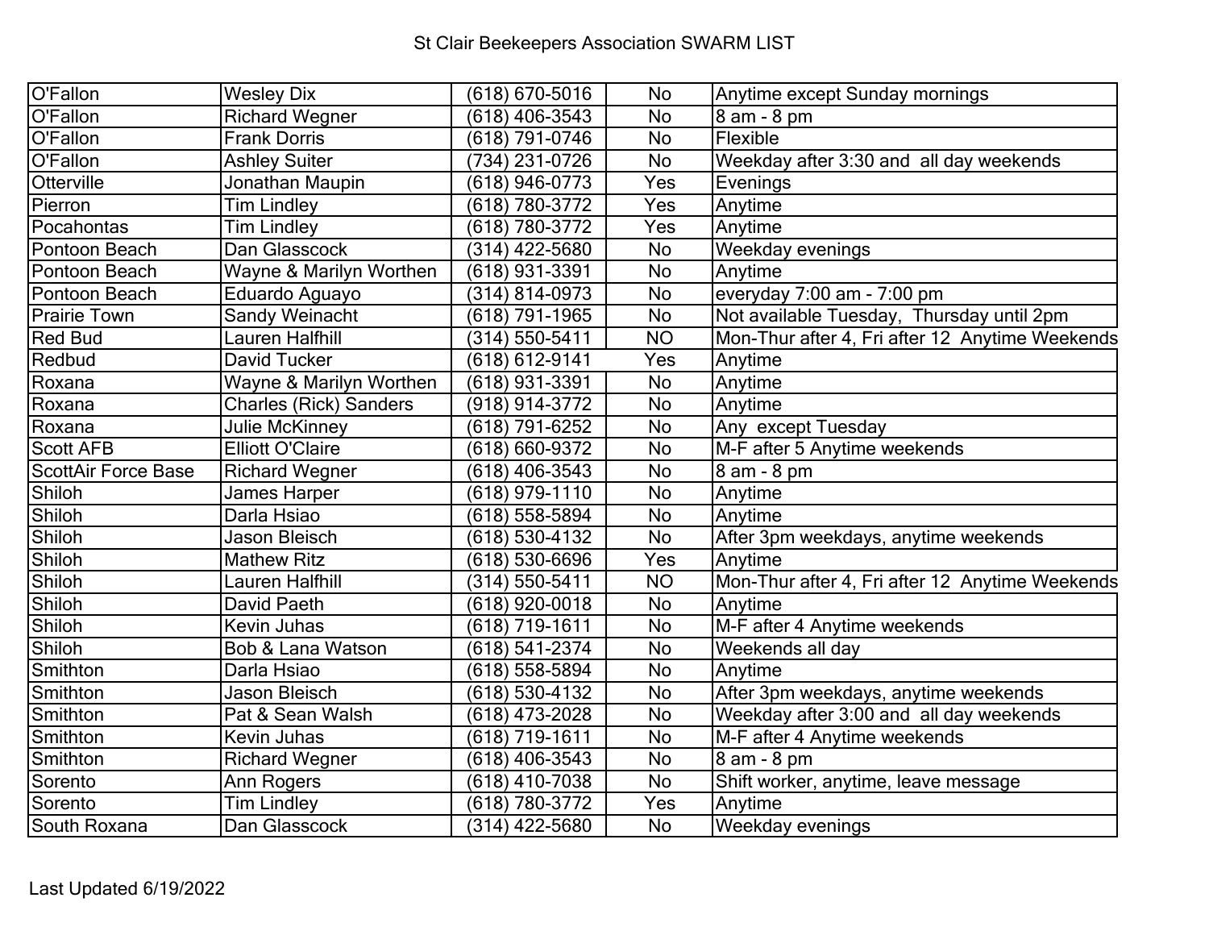# St Clair Beekeepers Association SWARM LIST

| | | | | |
|---|---|---|---|---|
| O'Fallon | Wesley Dix | (618) 670-5016 | No | Anytime except Sunday mornings |
| O'Fallon | Richard Wegner | (618) 406-3543 | No | 8 am - 8 pm |
| O'Fallon | Frank Dorris | (618) 791-0746 | No | Flexible |
| O'Fallon | Ashley Suiter | (734) 231-0726 | No | Weekday after 3:30 and all day weekends |
| Otterville | Jonathan Maupin | (618) 946-0773 | Yes | Evenings |
| Pierron | Tim Lindley | (618) 780-3772 | Yes | Anytime |
| Pocahontas | Tim Lindley | (618) 780-3772 | Yes | Anytime |
| Pontoon Beach | Dan Glasscock | (314) 422-5680 | No | Weekday evenings |
| Pontoon Beach | Wayne & Marilyn Worthen | (618) 931-3391 | No | Anytime |
| Pontoon Beach | Eduardo Aguayo | (314) 814-0973 | No | everyday 7:00 am - 7:00 pm |
| Prairie Town | Sandy Weinacht | (618) 791-1965 | No | Not available Tuesday, Thursday until 2pm |
| Red Bud | Lauren Halfhill | (314) 550-5411 | NO | Mon-Thur after 4, Fri after 12 Anytime Weekends |
| Redbud | David Tucker | (618) 612-9141 | Yes | Anytime |
| Roxana | Wayne & Marilyn Worthen | (618) 931-3391 | No | Anytime |
| Roxana | Charles (Rick) Sanders | (918) 914-3772 | No | Anytime |
| Roxana | Julie McKinney | (618) 791-6252 | No | Any except Tuesday |
| Scott AFB | Elliott O'Claire | (618) 660-9372 | No | M-F after 5 Anytime weekends |
| ScottAir Force Base | Richard Wegner | (618) 406-3543 | No | 8 am - 8 pm |
| Shiloh | James Harper | (618) 979-1110 | No | Anytime |
| Shiloh | Darla Hsiao | (618) 558-5894 | No | Anytime |
| Shiloh | Jason Bleisch | (618) 530-4132 | No | After 3pm weekdays, anytime weekends |
| Shiloh | Mathew Ritz | (618) 530-6696 | Yes | Anytime |
| Shiloh | Lauren Halfhill | (314) 550-5411 | NO | Mon-Thur after 4, Fri after 12 Anytime Weekends |
| Shiloh | David Paeth | (618) 920-0018 | No | Anytime |
| Shiloh | Kevin Juhas | (618) 719-1611 | No | M-F after 4 Anytime weekends |
| Shiloh | Bob & Lana Watson | (618) 541-2374 | No | Weekends all day |
| Smithton | Darla Hsiao | (618) 558-5894 | No | Anytime |
| Smithton | Jason Bleisch | (618) 530-4132 | No | After 3pm weekdays, anytime weekends |
| Smithton | Pat & Sean Walsh | (618) 473-2028 | No | Weekday after 3:00 and all day weekends |
| Smithton | Kevin Juhas | (618) 719-1611 | No | M-F after 4 Anytime weekends |
| Smithton | Richard Wegner | (618) 406-3543 | No | 8 am - 8 pm |
| Sorento | Ann Rogers | (618) 410-7038 | No | Shift worker, anytime, leave message |
| Sorento | Tim Lindley | (618) 780-3772 | Yes | Anytime |
| South Roxana | Dan Glasscock | (314) 422-5680 | No | Weekday evenings |

Last Updated 6/19/2022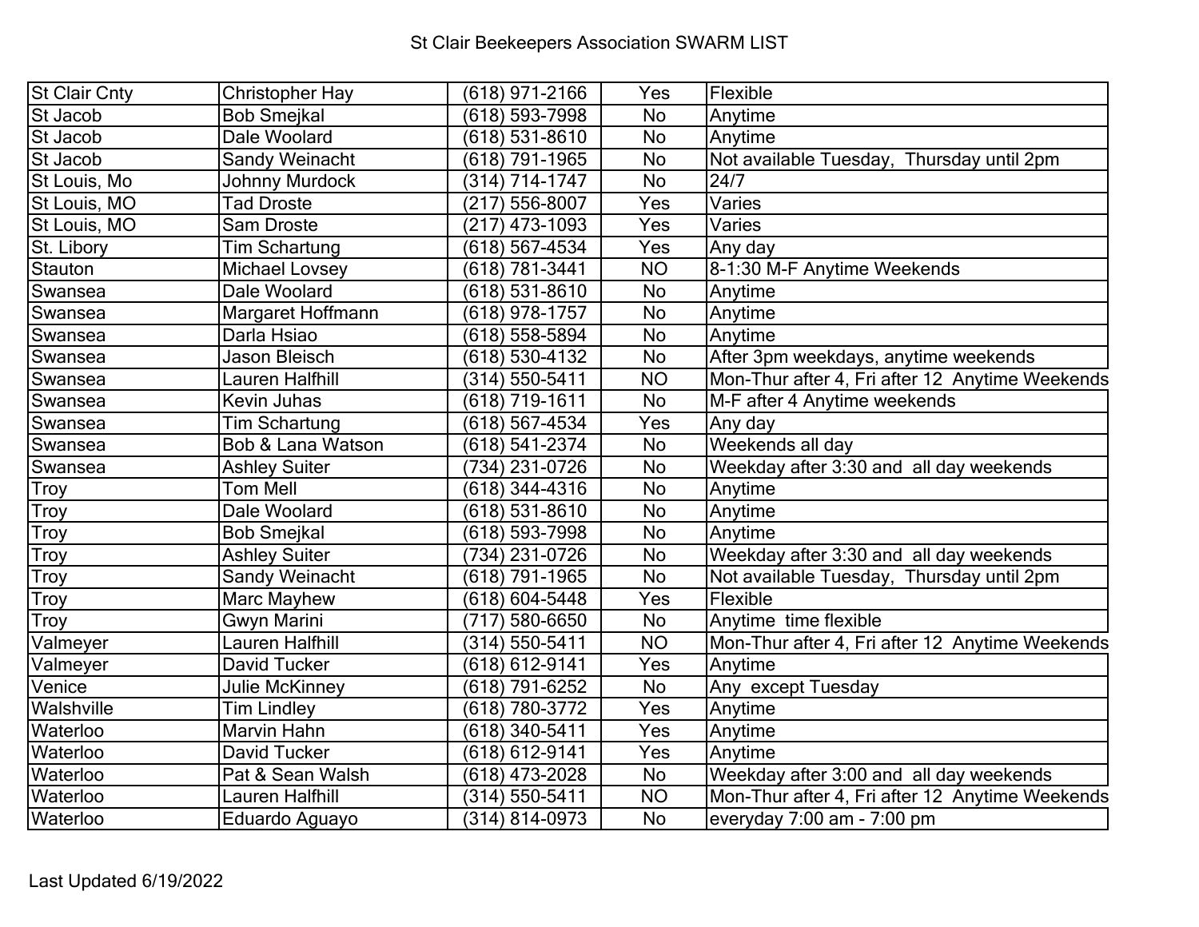St Clair Beekeepers Association SWARM LIST

| | | | | |
|---|---|---|---|---|
| St Clair Cnty | Christopher Hay | (618) 971-2166 | Yes | Flexible |
| St Jacob | Bob Smejkal | (618) 593-7998 | No | Anytime |
| St Jacob | Dale Woolard | (618) 531-8610 | No | Anytime |
| St Jacob | Sandy Weinacht | (618) 791-1965 | No | Not available Tuesday, Thursday until 2pm |
| St Louis, Mo | Johnny Murdock | (314) 714-1747 | No | 24/7 |
| St Louis, MO | Tad Droste | (217) 556-8007 | Yes | Varies |
| St Louis, MO | Sam Droste | (217) 473-1093 | Yes | Varies |
| St. Libory | Tim Schartung | (618) 567-4534 | Yes | Any day |
| Stauton | Michael Lovsey | (618) 781-3441 | NO | 8-1:30 M-F Anytime Weekends |
| Swansea | Dale Woolard | (618) 531-8610 | No | Anytime |
| Swansea | Margaret Hoffmann | (618) 978-1757 | No | Anytime |
| Swansea | Darla Hsiao | (618) 558-5894 | No | Anytime |
| Swansea | Jason Bleisch | (618) 530-4132 | No | After 3pm weekdays, anytime weekends |
| Swansea | Lauren Halfhill | (314) 550-5411 | NO | Mon-Thur after 4, Fri after 12 Anytime Weekends |
| Swansea | Kevin Juhas | (618) 719-1611 | No | M-F after 4 Anytime weekends |
| Swansea | Tim Schartung | (618) 567-4534 | Yes | Any day |
| Swansea | Bob & Lana Watson | (618) 541-2374 | No | Weekends all day |
| Swansea | Ashley Suiter | (734) 231-0726 | No | Weekday after 3:30 and all day weekends |
| Troy | Tom Mell | (618) 344-4316 | No | Anytime |
| Troy | Dale Woolard | (618) 531-8610 | No | Anytime |
| Troy | Bob Smejkal | (618) 593-7998 | No | Anytime |
| Troy | Ashley Suiter | (734) 231-0726 | No | Weekday after 3:30 and all day weekends |
| Troy | Sandy Weinacht | (618) 791-1965 | No | Not available Tuesday, Thursday until 2pm |
| Troy | Marc Mayhew | (618) 604-5448 | Yes | Flexible |
| Troy | Gwyn Marini | (717) 580-6650 | No | Anytime time flexible |
| Valmeyer | Lauren Halfhill | (314) 550-5411 | NO | Mon-Thur after 4, Fri after 12 Anytime Weekends |
| Valmeyer | David Tucker | (618) 612-9141 | Yes | Anytime |
| Venice | Julie McKinney | (618) 791-6252 | No | Any except Tuesday |
| Walshville | Tim Lindley | (618) 780-3772 | Yes | Anytime |
| Waterloo | Marvin Hahn | (618) 340-5411 | Yes | Anytime |
| Waterloo | David Tucker | (618) 612-9141 | Yes | Anytime |
| Waterloo | Pat & Sean Walsh | (618) 473-2028 | No | Weekday after 3:00 and all day weekends |
| Waterloo | Lauren Halfhill | (314) 550-5411 | NO | Mon-Thur after 4, Fri after 12 Anytime Weekends |
| Waterloo | Eduardo Aguayo | (314) 814-0973 | No | everyday 7:00 am - 7:00 pm |

Last Updated 6/19/2022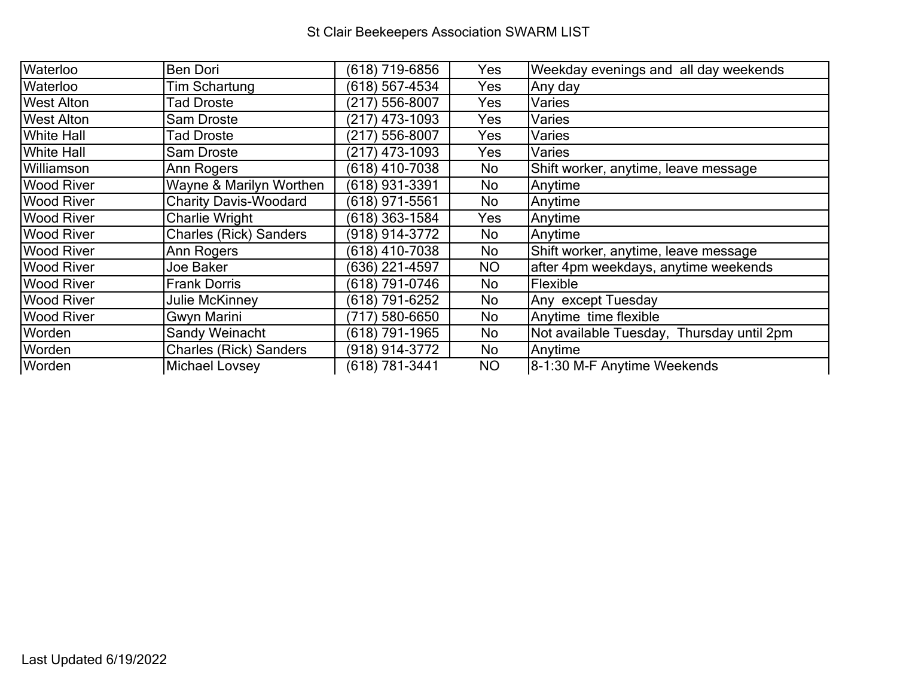St Clair Beekeepers Association SWARM LIST

| | | | | |
|---|---|---|---|---|
| Waterloo | Ben Dori | (618) 719-6856 | Yes | Weekday evenings and all day weekends |
| Waterloo | Tim Schartung | (618) 567-4534 | Yes | Any day |
| West Alton | Tad Droste | (217) 556-8007 | Yes | Varies |
| West Alton | Sam Droste | (217) 473-1093 | Yes | Varies |
| White Hall | Tad Droste | (217) 556-8007 | Yes | Varies |
| White Hall | Sam Droste | (217) 473-1093 | Yes | Varies |
| Williamson | Ann Rogers | (618) 410-7038 | No | Shift worker, anytime, leave message |
| Wood River | Wayne & Marilyn Worthen | (618) 931-3391 | No | Anytime |
| Wood River | Charity Davis-Woodard | (618) 971-5561 | No | Anytime |
| Wood River | Charlie Wright | (618) 363-1584 | Yes | Anytime |
| Wood River | Charles (Rick) Sanders | (918) 914-3772 | No | Anytime |
| Wood River | Ann Rogers | (618) 410-7038 | No | Shift worker, anytime, leave message |
| Wood River | Joe Baker | (636) 221-4597 | NO | after 4pm weekdays, anytime weekends |
| Wood River | Frank Dorris | (618) 791-0746 | No | Flexible |
| Wood River | Julie McKinney | (618) 791-6252 | No | Any except Tuesday |
| Wood River | Gwyn Marini | (717) 580-6650 | No | Anytime time flexible |
| Worden | Sandy Weinacht | (618) 791-1965 | No | Not available Tuesday, Thursday until 2pm |
| Worden | Charles (Rick) Sanders | (918) 914-3772 | No | Anytime |
| Worden | Michael Lovsey | (618) 781-3441 | NO | 8-1:30 M-F Anytime Weekends |

Last Updated 6/19/2022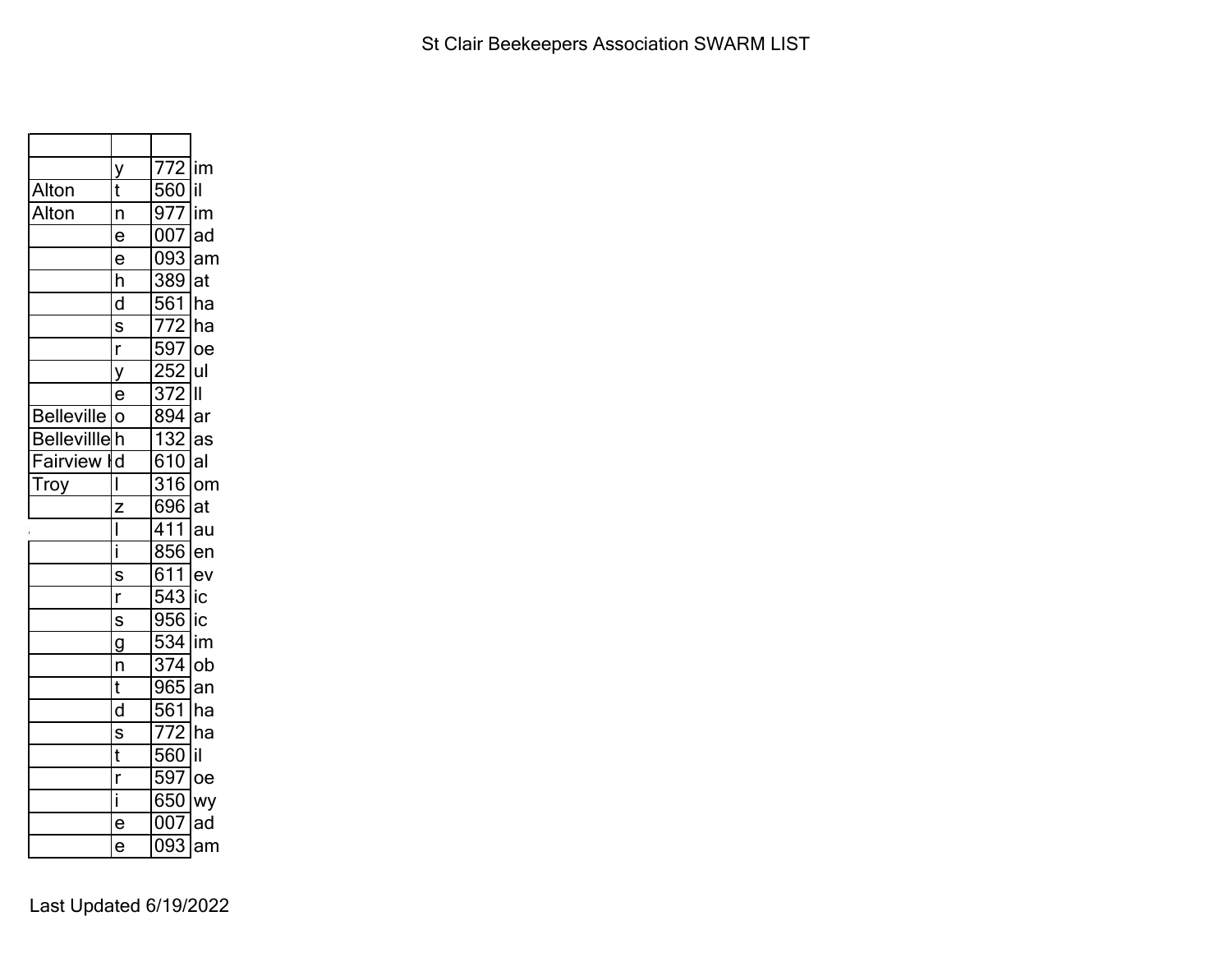St Clair Beekeepers Association SWARM LIST

| | | | |
|---|---|---|---|
| | y | 772 | im |
| Alton | t | 560 | il |
| Alton | n | 977 | im |
| | e | 007 | ad |
| | e | 093 | am |
| | h | 389 | at |
| | d | 561 | ha |
| | s | 772 | ha |
| | r | 597 | oe |
| | y | 252 | ul |
| | e | 372 | ll |
| Belleville | o | 894 | ar |
| Bellevillle | h | 132 | as |
| Fairview I | d | 610 | al |
| Troy | l | 316 | om |
| | z | 696 | at |
| | l | 411 | au |
| | i | 856 | en |
| | s | 611 | ev |
| | r | 543 | ic |
| | s | 956 | ic |
| | g | 534 | im |
| | n | 374 | ob |
| | t | 965 | an |
| | d | 561 | ha |
| | s | 772 | ha |
| | t | 560 | il |
| | r | 597 | oe |
| | i | 650 | wy |
| | e | 007 | ad |
| | e | 093 | am |

Last Updated 6/19/2022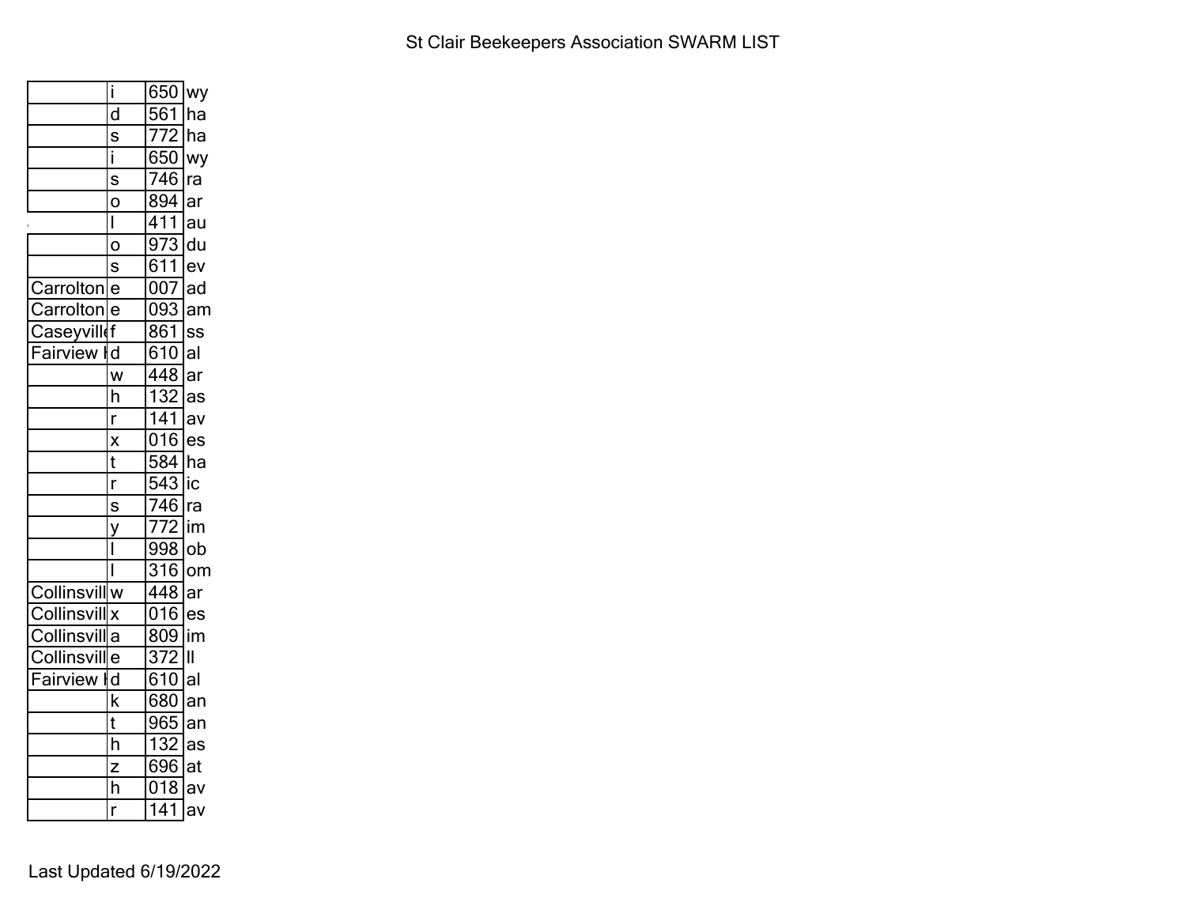St Clair Beekeepers Association SWARM LIST

| | | | |
|---|---|---|---|
| | i | 650 | wy |
| | d | 561 | ha |
| | s | 772 | ha |
| | i | 650 | wy |
| | s | 746 | ra |
| | o | 894 | ar |
| | l | 411 | au |
| | o | 973 | du |
| | s | 611 | ev |
| Carrolton | e | 007 | ad |
| Carrolton | e | 093 | am |
| Caseyvill | f | 861 | ss |
| Fairview I | d | 610 | al |
| | w | 448 | ar |
| | h | 132 | as |
| | r | 141 | av |
| | x | 016 | es |
| | t | 584 | ha |
| | r | 543 | ic |
| | s | 746 | ra |
| | y | 772 | im |
| | l | 998 | ob |
| | l | 316 | om |
| Collinsvill | w | 448 | ar |
| Collinsvill | x | 016 | es |
| Collinsvill | a | 809 | im |
| Collinsvill | e | 372 | ll |
| Fairview I | d | 610 | al |
| | k | 680 | an |
| | t | 965 | an |
| | h | 132 | as |
| | z | 696 | at |
| | h | 018 | av |
| | r | 141 | av |

Last Updated 6/19/2022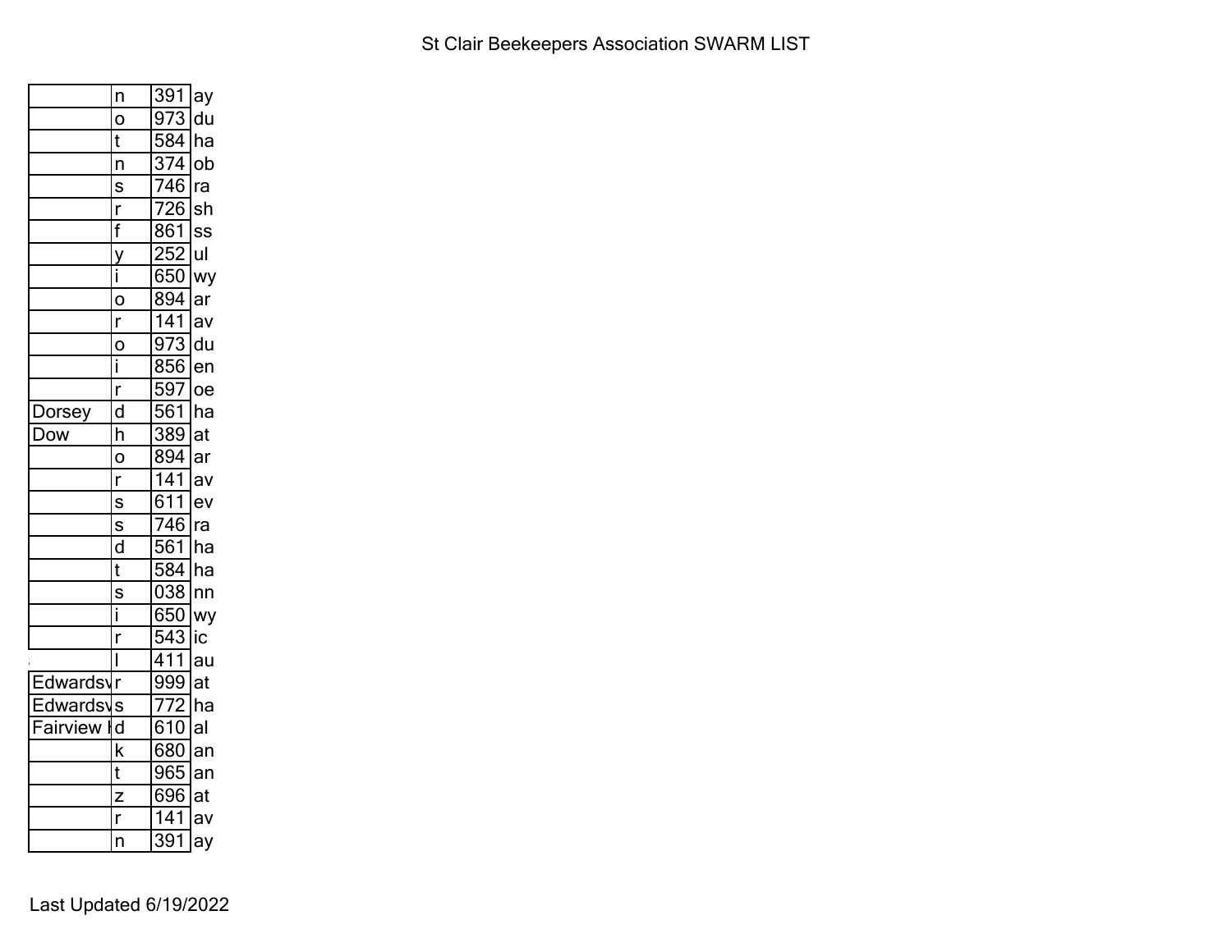# St Clair Beekeepers Association SWARM LIST

| | | | |
|---|---|---|---|
| | n | 391 | ay |
| | o | 973 | du |
| | t | 584 | ha |
| | n | 374 | ob |
| | s | 746 | ra |
| | r | 726 | sh |
| | f | 861 | ss |
| | y | 252 | ul |
| | i | 650 | wy |
| | o | 894 | ar |
| | r | 141 | av |
| | o | 973 | du |
| | i | 856 | en |
| | r | 597 | oe |
| Dorsey | d | 561 | ha |
| Dow | h | 389 | at |
| | o | 894 | ar |
| | r | 141 | av |
| | s | 611 | ev |
| | s | 746 | ra |
| | d | 561 | ha |
| | t | 584 | ha |
| | s | 038 | nn |
| | i | 650 | wy |
| | r | 543 | ic |
| | l | 411 | au |
| Edwardsv | r | 999 | at |
| Edwardsv | s | 772 | ha |
| Fairview I | d | 610 | al |
| | k | 680 | an |
| | t | 965 | an |
| | z | 696 | at |
| | r | 141 | av |
| | n | 391 | ay |

Last Updated 6/19/2022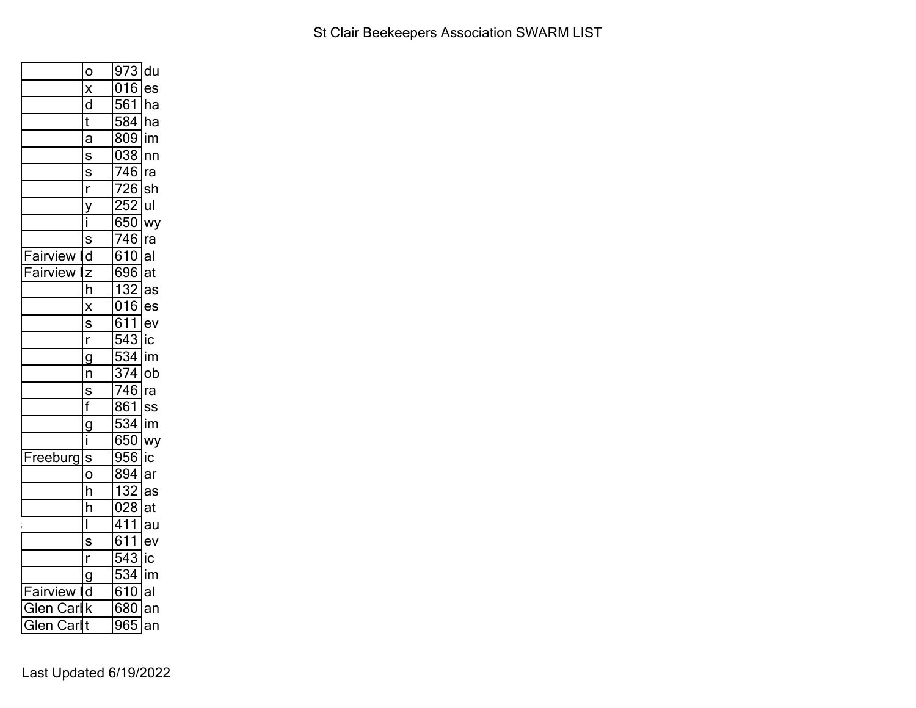St Clair Beekeepers Association SWARM LIST

| | | | |
|---|---|---|---|
| | o | 973 | du |
| | x | 016 | es |
| | d | 561 | ha |
| | t | 584 | ha |
| | a | 809 | im |
| | s | 038 | nn |
| | s | 746 | ra |
| | r | 726 | sh |
| | y | 252 | ul |
| | i | 650 | wy |
| | s | 746 | ra |
| Fairview H | d | 610 | al |
| Fairview H | z | 696 | at |
| | h | 132 | as |
| | x | 016 | es |
| | s | 611 | ev |
| | r | 543 | ic |
| | g | 534 | im |
| | n | 374 | ob |
| | s | 746 | ra |
| | f | 861 | ss |
| | g | 534 | im |
| | i | 650 | wy |
| Freeburg | s | 956 | ic |
| | o | 894 | ar |
| | h | 132 | as |
| | h | 028 | at |
| | l | 411 | au |
| | s | 611 | ev |
| | r | 543 | ic |
| | g | 534 | im |
| Fairview H | d | 610 | al |
| Glen Carb | k | 680 | an |
| Glen Carb | t | 965 | an |

Last Updated 6/19/2022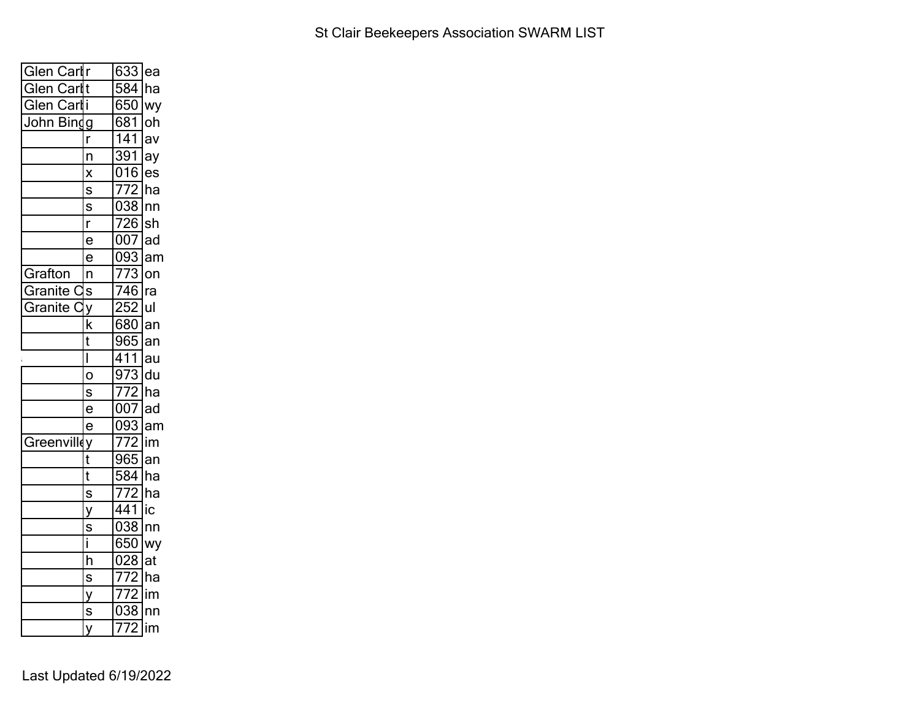St Clair Beekeepers Association SWARM LIST

| | | | |
|---|---|---|---|
| Glen Carl | r | 633 | ea |
| Glen Carl | t | 584 | ha |
| Glen Carl | i | 650 | wy |
| John Bing | g | 681 | oh |
| | r | 141 | av |
| | n | 391 | ay |
| | x | 016 | es |
| | s | 772 | ha |
| | s | 038 | nn |
| | r | 726 | sh |
| | e | 007 | ad |
| | e | 093 | am |
| Grafton | n | 773 | on |
| Granite C | s | 746 | ra |
| Granite C | y | 252 | ul |
| | k | 680 | an |
| | t | 965 | an |
| | l | 411 | au |
| | o | 973 | du |
| | s | 772 | ha |
| | e | 007 | ad |
| | e | 093 | am |
| Greenville | y | 772 | im |
| | t | 965 | an |
| | t | 584 | ha |
| | s | 772 | ha |
| | y | 441 | ic |
| | s | 038 | nn |
| | i | 650 | wy |
| | h | 028 | at |
| | s | 772 | ha |
| | y | 772 | im |
| | s | 038 | nn |
| | y | 772 | im |

Last Updated 6/19/2022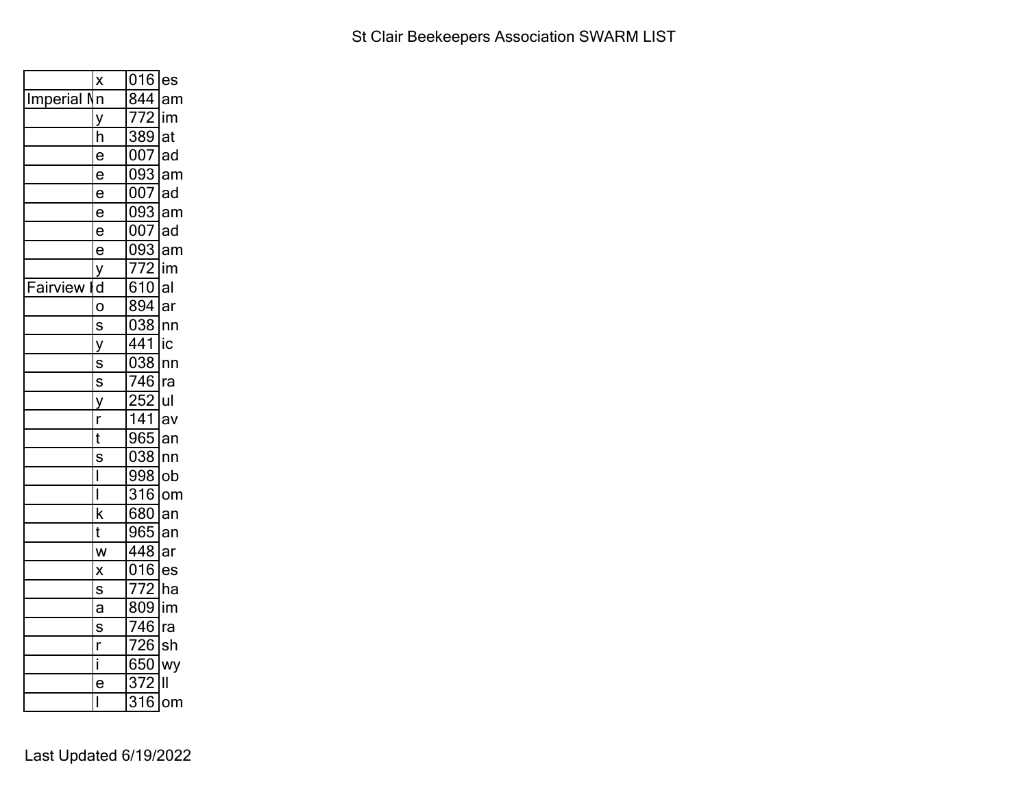# St Clair Beekeepers Association SWARM LIST

| | | | |
|---|---|---|---|
| | x | 016 | es |
| Imperial M | n | 844 | am |
| | y | 772 | im |
| | h | 389 | at |
| | e | 007 | ad |
| | e | 093 | am |
| | e | 007 | ad |
| | e | 093 | am |
| | e | 007 | ad |
| | e | 093 | am |
| | y | 772 | im |
| Fairview H | d | 610 | al |
| | o | 894 | ar |
| | s | 038 | nn |
| | y | 441 | ic |
| | s | 038 | nn |
| | s | 746 | ra |
| | y | 252 | ul |
| | r | 141 | av |
| | t | 965 | an |
| | s | 038 | nn |
| | l | 998 | ob |
| | l | 316 | om |
| | k | 680 | an |
| | t | 965 | an |
| | w | 448 | ar |
| | x | 016 | es |
| | s | 772 | ha |
| | a | 809 | im |
| | s | 746 | ra |
| | r | 726 | sh |
| | i | 650 | wy |
| | e | 372 | ll |
| | l | 316 | om |

Last Updated 6/19/2022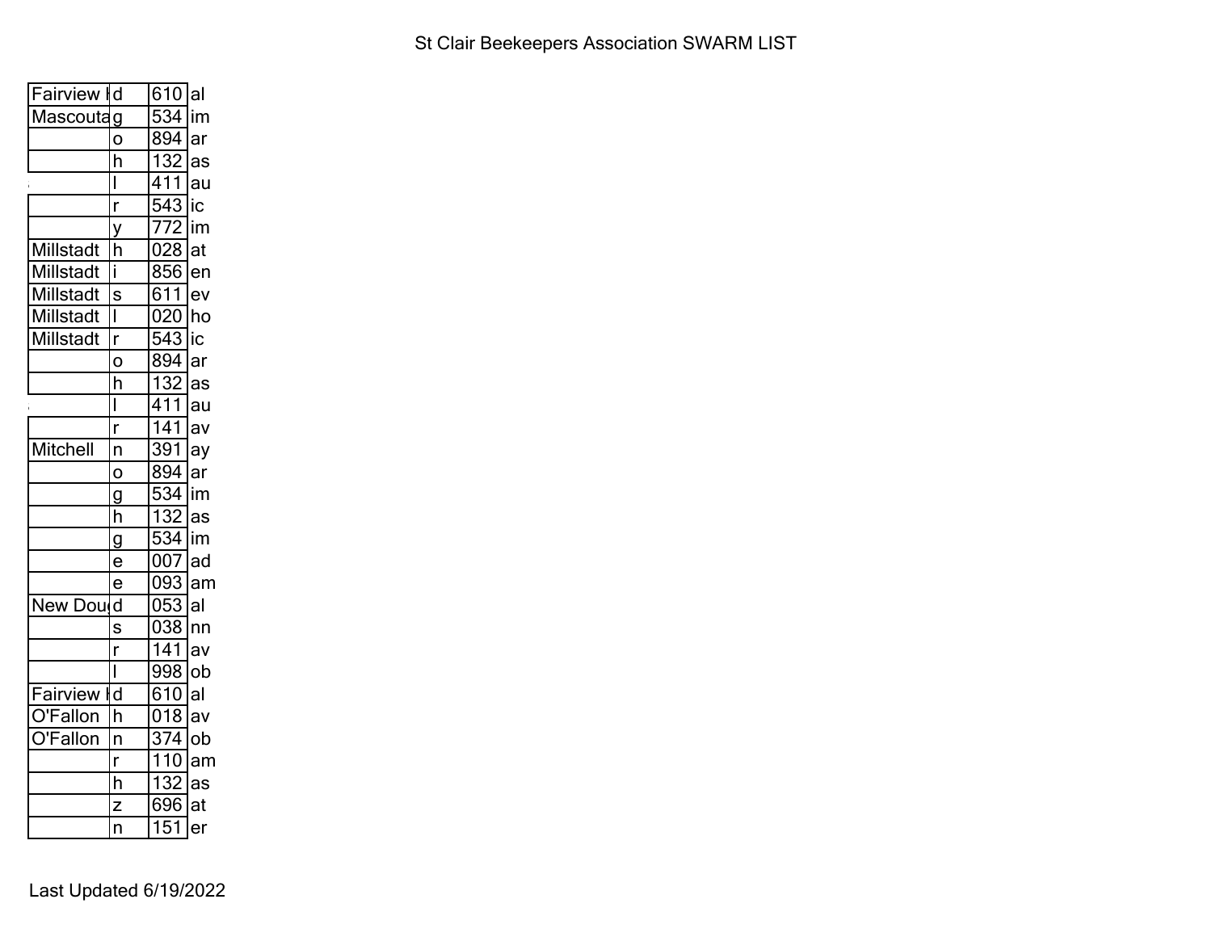St Clair Beekeepers Association SWARM LIST

| | | | |
|---|---|---|---|
| Fairview H | d | 610 | al |
| Mascouta | g | 534 | im |
| | o | 894 | ar |
| | h | 132 | as |
| | l | 411 | au |
| | r | 543 | ic |
| | y | 772 | im |
| Millstadt | h | 028 | at |
| Millstadt | i | 856 | en |
| Millstadt | s | 611 | ev |
| Millstadt | l | 020 | ho |
| Millstadt | r | 543 | ic |
| | o | 894 | ar |
| | h | 132 | as |
| | l | 411 | au |
| | r | 141 | av |
| Mitchell | n | 391 | ay |
| | o | 894 | ar |
| | g | 534 | im |
| | h | 132 | as |
| | g | 534 | im |
| | e | 007 | ad |
| | e | 093 | am |
| New Dou | d | 053 | al |
| | s | 038 | nn |
| | r | 141 | av |
| | l | 998 | ob |
| Fairview H | d | 610 | al |
| O'Fallon | h | 018 | av |
| O'Fallon | n | 374 | ob |
| | r | 110 | am |
| | h | 132 | as |
| | z | 696 | at |
| | n | 151 | er |

Last Updated 6/19/2022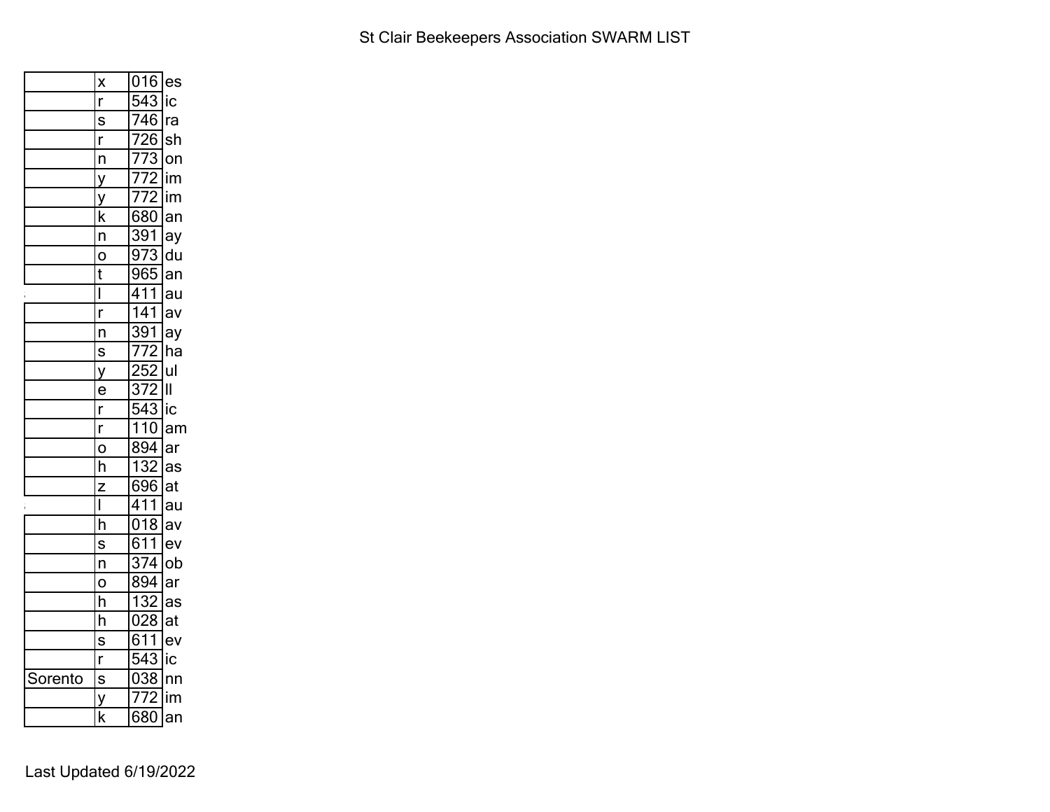St Clair Beekeepers Association SWARM LIST

| | | | |
|---|---|---|---|
| | x | 016 | es |
| | r | 543 | ic |
| | s | 746 | ra |
| | r | 726 | sh |
| | n | 773 | on |
| | y | 772 | im |
| | y | 772 | im |
| | k | 680 | an |
| | n | 391 | ay |
| | o | 973 | du |
| | t | 965 | an |
| | l | 411 | au |
| | r | 141 | av |
| | n | 391 | ay |
| | s | 772 | ha |
| | y | 252 | ul |
| | e | 372 | ll |
| | r | 543 | ic |
| | r | 110 | am |
| | o | 894 | ar |
| | h | 132 | as |
| | z | 696 | at |
| | l | 411 | au |
| | h | 018 | av |
| | s | 611 | ev |
| | n | 374 | ob |
| | o | 894 | ar |
| | h | 132 | as |
| | h | 028 | at |
| | s | 611 | ev |
| | r | 543 | ic |
| Sorento | s | 038 | nn |
| | y | 772 | im |
| | k | 680 | an |

Last Updated 6/19/2022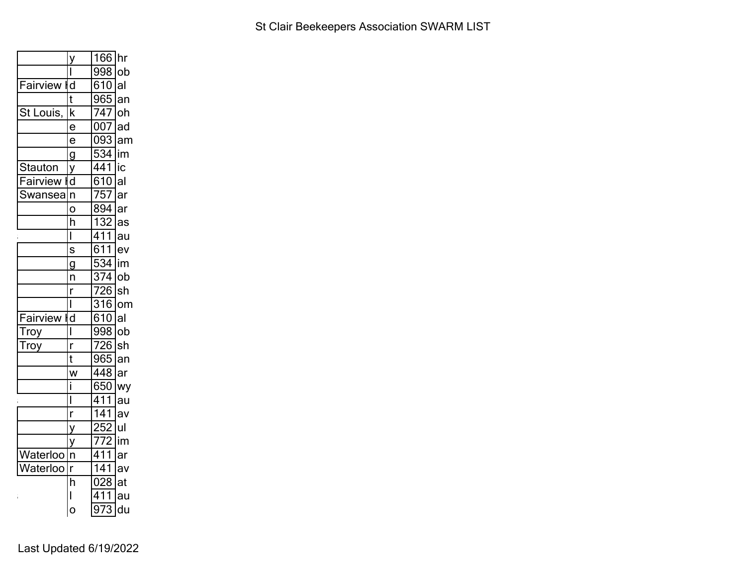St Clair Beekeepers Association SWARM LIST

| | | | |
|---|---|---|---|
| | y | 166 | hr |
| | l | 998 | ob |
| Fairview I | d | 610 | al |
| | t | 965 | an |
| St Louis, | k | 747 | oh |
| | e | 007 | ad |
| | e | 093 | am |
| | g | 534 | im |
| Stauton | y | 441 | ic |
| Fairview I | d | 610 | al |
| Swansea | n | 757 | ar |
| | o | 894 | ar |
| | h | 132 | as |
| | l | 411 | au |
| | s | 611 | ev |
| | g | 534 | im |
| | n | 374 | ob |
| | r | 726 | sh |
| | l | 316 | om |
| Fairview I | d | 610 | al |
| Troy | l | 998 | ob |
| Troy | r | 726 | sh |
| | t | 965 | an |
| | w | 448 | ar |
| | i | 650 | wy |
| | l | 411 | au |
| | r | 141 | av |
| | y | 252 | ul |
| | y | 772 | im |
| Waterloo | n | 411 | ar |
| Waterloo | r | 141 | av |
| | h | 028 | at |
| | l | 411 | au |
| | o | 973 | du |

Last Updated 6/19/2022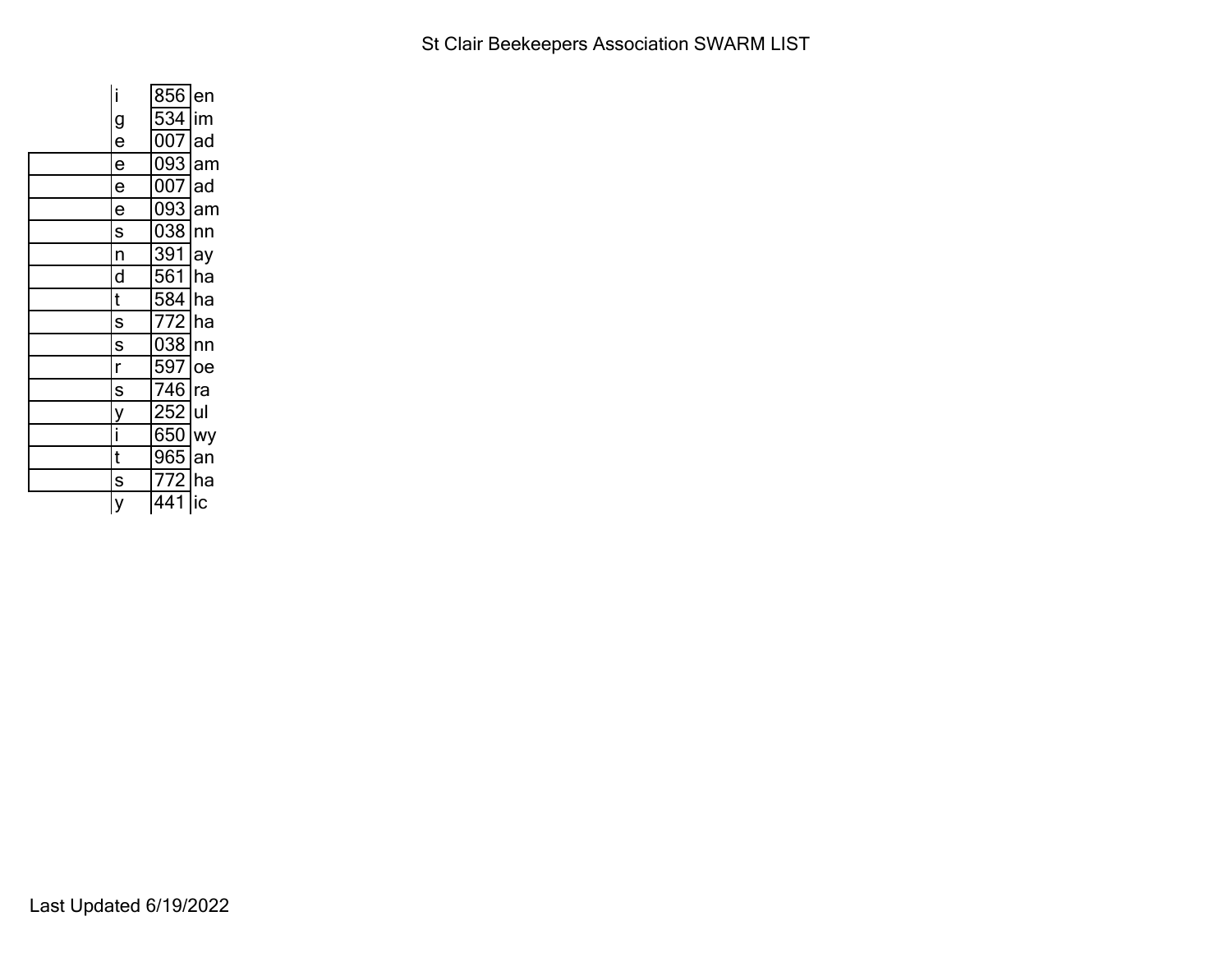| | | | |
|---|---|---|---|
| | i | 856 | en |
| | g | 534 | im |
| | e | 007 | ad |
| | e | 093 | am |
| | e | 007 | ad |
| | e | 093 | am |
| | s | 038 | nn |
| | n | 391 | ay |
| | d | 561 | ha |
| | t | 584 | ha |
| | s | 772 | ha |
| | s | 038 | nn |
| | r | 597 | oe |
| | s | 746 | ra |
| | y | 252 | ul |
| | i | 650 | wy |
| | t | 965 | an |
| | s | 772 | ha |
| | y | 441 | ic |